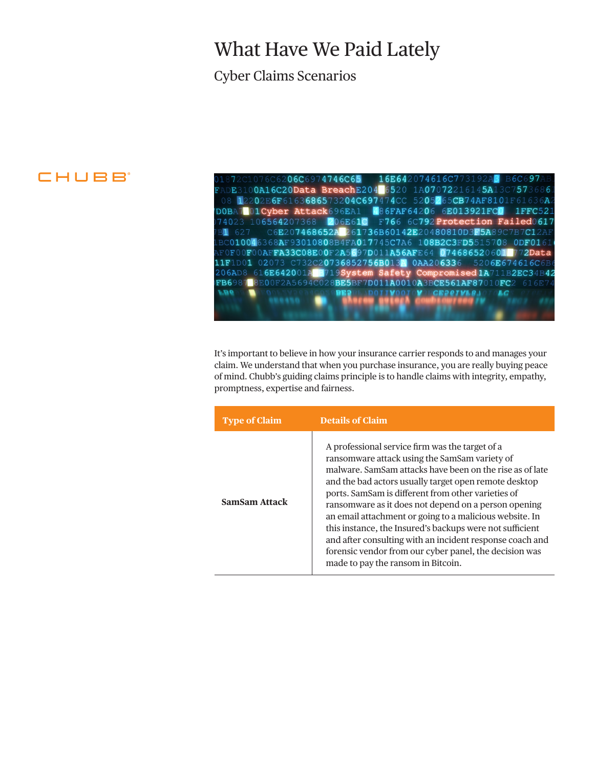# What Have We Paid Lately

## Cyber Claims Scenarios

CHUBB®

It's important to believe in how your insurance carrier responds to and manages your claim. We understand that when you purchase insurance, you are really buying peace of mind. Chubb's guiding claims principle is to handle claims with integrity, empathy, promptness, expertise and fairness.

| Type of Claim | Details of Claim |
|---|---|
| **SamSam Attack** | A professional service firm was the target of a ransomware attack using the SamSam variety of malware. SamSam attacks have been on the rise as of late and the bad actors usually target open remote desktop ports. SamSam is different from other varieties of ransomware as it does not depend on a person opening an email attachment or going to a malicious website. In this instance, the Insured's backups were not sufficient and after consulting with an incident response coach and forensic vendor from our cyber panel, the decision was made to pay the ransom in Bitcoin. |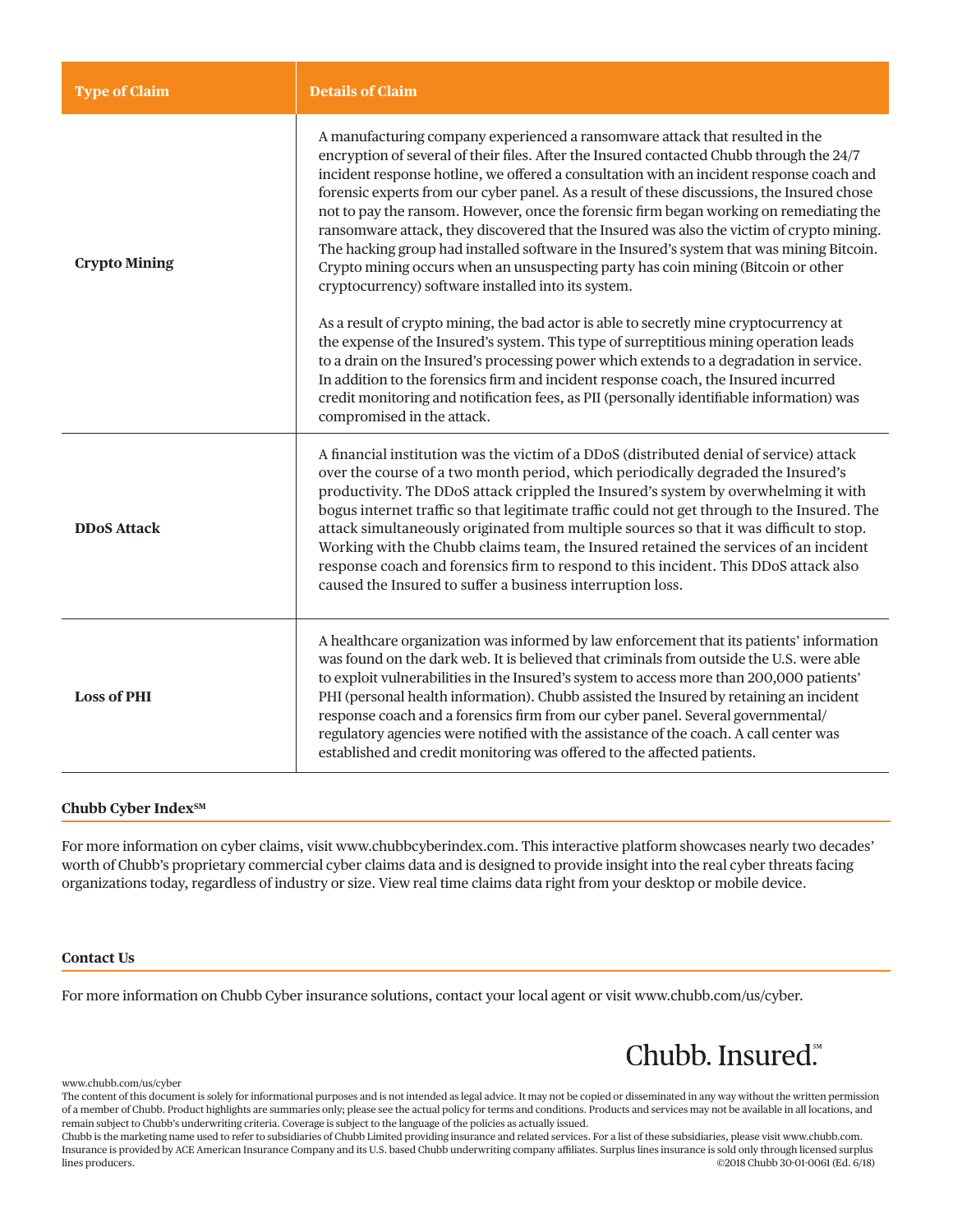| Type of Claim | Details of Claim |
| --- | --- |
| **Crypto Mining** | A manufacturing company experienced a ransomware attack that resulted in the encryption of several of their files. After the Insured contacted Chubb through the 24/7 incident response hotline, we offered a consultation with an incident response coach and forensic experts from our cyber panel. As a result of these discussions, the Insured chose not to pay the ransom. However, once the forensic firm began working on remediating the ransomware attack, they discovered that the Insured was also the victim of crypto mining. The hacking group had installed software in the Insured's system that was mining Bitcoin. Crypto mining occurs when an unsuspecting party has coin mining (Bitcoin or other cryptocurrency) software installed into its system.<br><br>As a result of crypto mining, the bad actor is able to secretly mine cryptocurrency at the expense of the Insured's system. This type of surreptitious mining operation leads to a drain on the Insured's processing power which extends to a degradation in service. In addition to the forensics firm and incident response coach, the Insured incurred credit monitoring and notification fees, as PII (personally identifiable information) was compromised in the attack. |
| **DDoS Attack** | A financial institution was the victim of a DDoS (distributed denial of service) attack over the course of a two month period, which periodically degraded the Insured's productivity. The DDoS attack crippled the Insured's system by overwhelming it with bogus internet traffic so that legitimate traffic could not get through to the Insured. The attack simultaneously originated from multiple sources so that it was difficult to stop. Working with the Chubb claims team, the Insured retained the services of an incident response coach and forensics firm to respond to this incident. This DDoS attack also caused the Insured to suffer a business interruption loss. |
| **Loss of PHI** | A healthcare organization was informed by law enforcement that its patients' information was found on the dark web. It is believed that criminals from outside the U.S. were able to exploit vulnerabilities in the Insured's system to access more than 200,000 patients' PHI (personal health information). Chubb assisted the Insured by retaining an incident response coach and a forensics firm from our cyber panel. Several governmental/regulatory agencies were notified with the assistance of the coach. A call center was established and credit monitoring was offered to the affected patients. |

### Chubb Cyber Index℠

For more information on cyber claims, visit www.chubbcyberindex.com. This interactive platform showcases nearly two decades' worth of Chubb's proprietary commercial cyber claims data and is designed to provide insight into the real cyber threats facing organizations today, regardless of industry or size. View real time claims data right from your desktop or mobile device.

### Contact Us

For more information on Chubb Cyber insurance solutions, contact your local agent or visit www.chubb.com/us/cyber.

Chubb. Insured.℠

www.chubb.com/us/cyber

The content of this document is solely for informational purposes and is not intended as legal advice. It may not be copied or disseminated in any way without the written permission of a member of Chubb. Product highlights are summaries only; please see the actual policy for terms and conditions. Products and services may not be available in all locations, and remain subject to Chubb's underwriting criteria. Coverage is subject to the language of the policies as actually issued.

Chubb is the marketing name used to refer to subsidiaries of Chubb Limited providing insurance and related services. For a list of these subsidiaries, please visit www.chubb.com. Insurance is provided by ACE American Insurance Company and its U.S. based Chubb underwriting company affiliates. Surplus lines insurance is sold only through licensed surplus lines producers. ©2018 Chubb 30-01-0061 (Ed. 6/18)